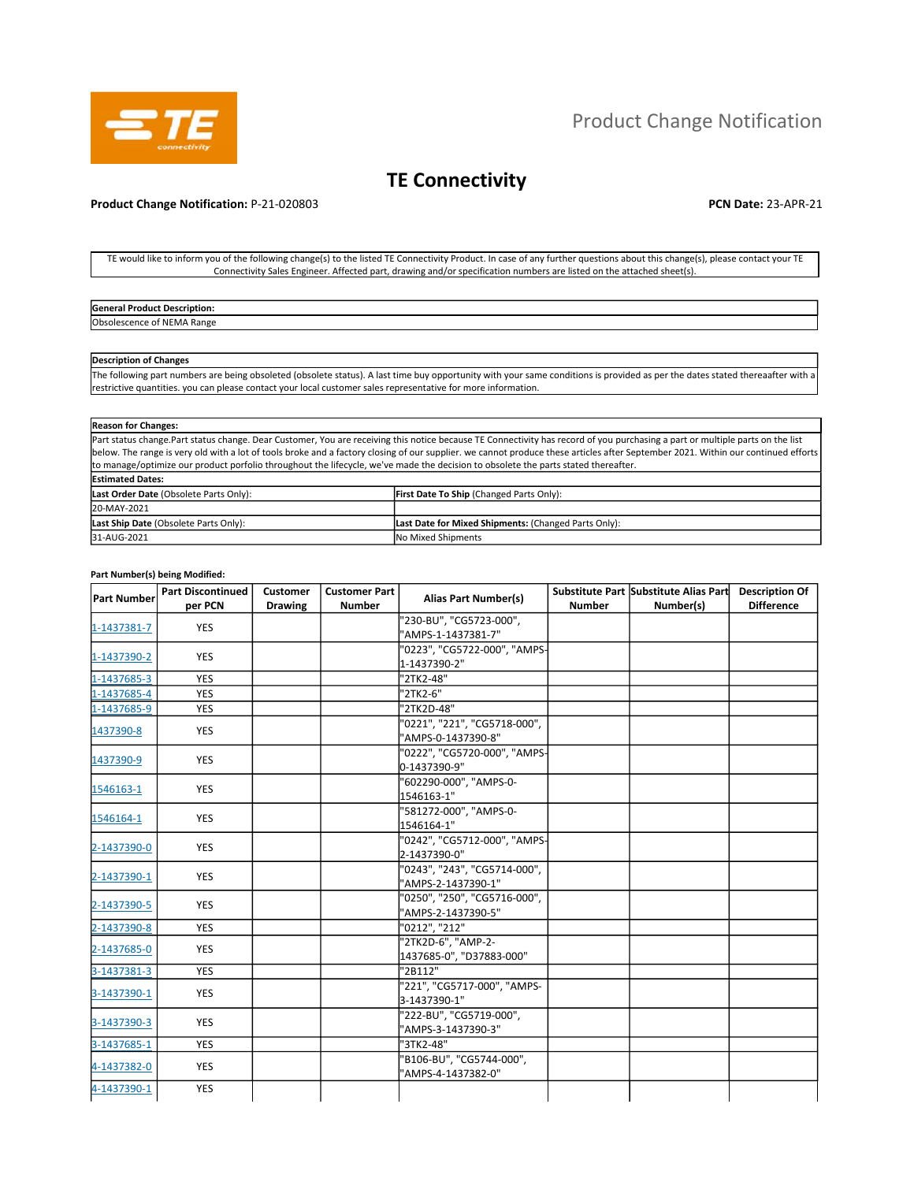# Product Change Notification

## TE Connectivity

**Product Change Notification:** P-21-020803

**PCN Date:** 23-APR-21

TE would like to inform you of the following change(s) to the listed TE Connectivity Product. In case of any further questions about this change(s), please contact your TE Connectivity Sales Engineer. Affected part, drawing and/or specification numbers are listed on the attached sheet(s).

| General Product Description: |
|---|
| Obsolescence of NEMA Range |

| Description of Changes |
|---|
| The following part numbers are being obsoleted (obsolete status). A last time buy opportunity with your same conditions is provided as per the dates stated thereaafter with a restrictive quantities. you can please contact your local customer sales representative for more information. |

| Reason for Changes: | |
|---|---|
| Part status change.Part status change. Dear Customer, You are receiving this notice because TE Connectivity has record of you purchasing a part or multiple parts on the list below. The range is very old with a lot of tools broke and a factory closing of our supplier. we cannot produce these articles after September 2021. Within our continued efforts to manage/optimize our product porfolio throughout the lifecycle, we've made the decision to obsolete the parts stated thereafter. | |
| **Estimated Dates:** | |
| **Last Order Date** (Obsolete Parts Only): | **First Date To Ship** (Changed Parts Only): |
| 20-MAY-2021 | |
| **Last Ship Date** (Obsolete Parts Only): | **Last Date for Mixed Shipments:** (Changed Parts Only): |
| 31-AUG-2021 | No Mixed Shipments |

**Part Number(s) being Modified:**

| Part Number | Part Discontinued per PCN | Customer Drawing | Customer Part Number | Alias Part Number(s) | Substitute Part Number | Substitute Alias Part Number(s) | Description Of Difference |
|---|---|---|---|---|---|---|---|
| 1-1437381-7 | YES | | | "230-BU", "CG5723-000", "AMPS-1-1437381-7" | | | |
| 1-1437390-2 | YES | | | "0223", "CG5722-000", "AMPS-1-1437390-2" | | | |
| 1-1437685-3 | YES | | | "2TK2-48" | | | |
| 1-1437685-4 | YES | | | "2TK2-6" | | | |
| 1-1437685-9 | YES | | | "2TK2D-48" | | | |
| 1437390-8 | YES | | | "0221", "221", "CG5718-000", "AMPS-0-1437390-8" | | | |
| 1437390-9 | YES | | | "0222", "CG5720-000", "AMPS-0-1437390-9" | | | |
| 1546163-1 | YES | | | "602290-000", "AMPS-0-1546163-1" | | | |
| 1546164-1 | YES | | | "581272-000", "AMPS-0-1546164-1" | | | |
| 2-1437390-0 | YES | | | "0242", "CG5712-000", "AMPS-2-1437390-0" | | | |
| 2-1437390-1 | YES | | | "0243", "243", "CG5714-000", "AMPS-2-1437390-1" | | | |
| 2-1437390-5 | YES | | | "0250", "250", "CG5716-000", "AMPS-2-1437390-5" | | | |
| 2-1437390-8 | YES | | | "0212", "212" | | | |
| 2-1437685-0 | YES | | | "2TK2D-6", "AMP-2-1437685-0", "D37883-000" | | | |
| 3-1437381-3 | YES | | | "2B112" | | | |
| 3-1437390-1 | YES | | | "221", "CG5717-000", "AMPS-3-1437390-1" | | | |
| 3-1437390-3 | YES | | | "222-BU", "CG5719-000", "AMPS-3-1437390-3" | | | |
| 3-1437685-1 | YES | | | "3TK2-48" | | | |
| 4-1437382-0 | YES | | | "B106-BU", "CG5744-000", "AMPS-4-1437382-0" | | | |
| 4-1437390-1 | YES | | | | | | |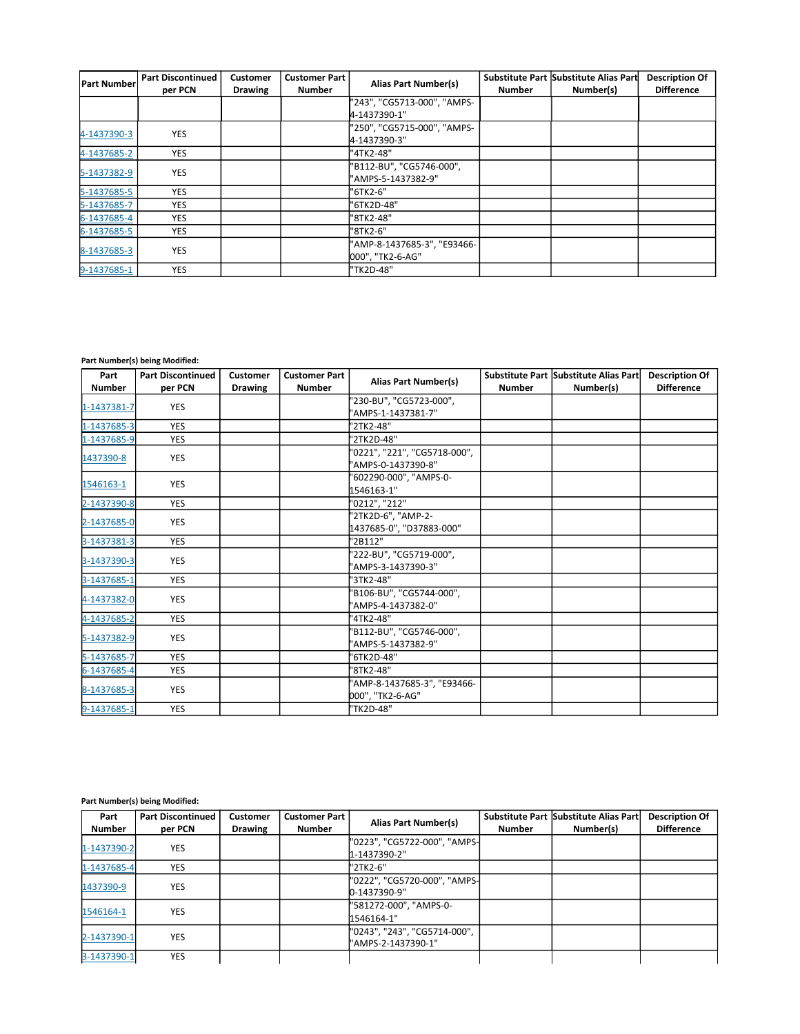| Part Number | Part Discontinued per PCN | Customer Drawing | Customer Part Number | Alias Part Number(s) | Substitute Part Number | Substitute Alias Part Number(s) | Description Of Difference |
|---|---|---|---|---|---|---|---|
| | | | | "243", "CG5713-000", "AMPS-4-1437390-1" | | | |
| 4-1437390-3 | YES | | | "250", "CG5715-000", "AMPS-4-1437390-3" | | | |
| 4-1437685-2 | YES | | | "4TK2-48" | | | |
| 5-1437382-9 | YES | | | "B112-BU", "CG5746-000", "AMPS-5-1437382-9" | | | |
| 5-1437685-5 | YES | | | "6TK2-6" | | | |
| 5-1437685-7 | YES | | | "6TK2D-48" | | | |
| 6-1437685-4 | YES | | | "8TK2-48" | | | |
| 6-1437685-5 | YES | | | "8TK2-6" | | | |
| 8-1437685-3 | YES | | | "AMP-8-1437685-3", "E93466-000", "TK2-6-AG" | | | |
| 9-1437685-1 | YES | | | "TK2D-48" | | | |

**Part Number(s) being Modified:**

| Part Number | Part Discontinued per PCN | Customer Drawing | Customer Part Number | Alias Part Number(s) | Substitute Part Number | Substitute Alias Part Number(s) | Description Of Difference |
|---|---|---|---|---|---|---|---|
| 1-1437381-7 | YES | | | "230-BU", "CG5723-000", "AMPS-1-1437381-7" | | | |
| 1-1437685-3 | YES | | | "2TK2-48" | | | |
| 1-1437685-9 | YES | | | "2TK2D-48" | | | |
| 1437390-8 | YES | | | "0221", "221", "CG5718-000", "AMPS-0-1437390-8" | | | |
| 1546163-1 | YES | | | "602290-000", "AMPS-0-1546163-1" | | | |
| 2-1437390-8 | YES | | | "0212", "212" | | | |
| 2-1437685-0 | YES | | | "2TK2D-6", "AMP-2-1437685-0", "D37883-000" | | | |
| 3-1437381-3 | YES | | | "2B112" | | | |
| 3-1437390-3 | YES | | | "222-BU", "CG5719-000", "AMPS-3-1437390-3" | | | |
| 3-1437685-1 | YES | | | "3TK2-48" | | | |
| 4-1437382-0 | YES | | | "B106-BU", "CG5744-000", "AMPS-4-1437382-0" | | | |
| 4-1437685-2 | YES | | | "4TK2-48" | | | |
| 5-1437382-9 | YES | | | "B112-BU", "CG5746-000", "AMPS-5-1437382-9" | | | |
| 5-1437685-7 | YES | | | "6TK2D-48" | | | |
| 6-1437685-4 | YES | | | "8TK2-48" | | | |
| 8-1437685-3 | YES | | | "AMP-8-1437685-3", "E93466-000", "TK2-6-AG" | | | |
| 9-1437685-1 | YES | | | "TK2D-48" | | | |

**Part Number(s) being Modified:**

| Part Number | Part Discontinued per PCN | Customer Drawing | Customer Part Number | Alias Part Number(s) | Substitute Part Number | Substitute Alias Part Number(s) | Description Of Difference |
|---|---|---|---|---|---|---|---|
| 1-1437390-2 | YES | | | "0223", "CG5722-000", "AMPS-1-1437390-2" | | | |
| 1-1437685-4 | YES | | | "2TK2-6" | | | |
| 1437390-9 | YES | | | "0222", "CG5720-000", "AMPS-0-1437390-9" | | | |
| 1546164-1 | YES | | | "581272-000", "AMPS-0-1546164-1" | | | |
| 2-1437390-1 | YES | | | "0243", "243", "CG5714-000", "AMPS-2-1437390-1" | | | |
| 3-1437390-1 | YES | | | | | | |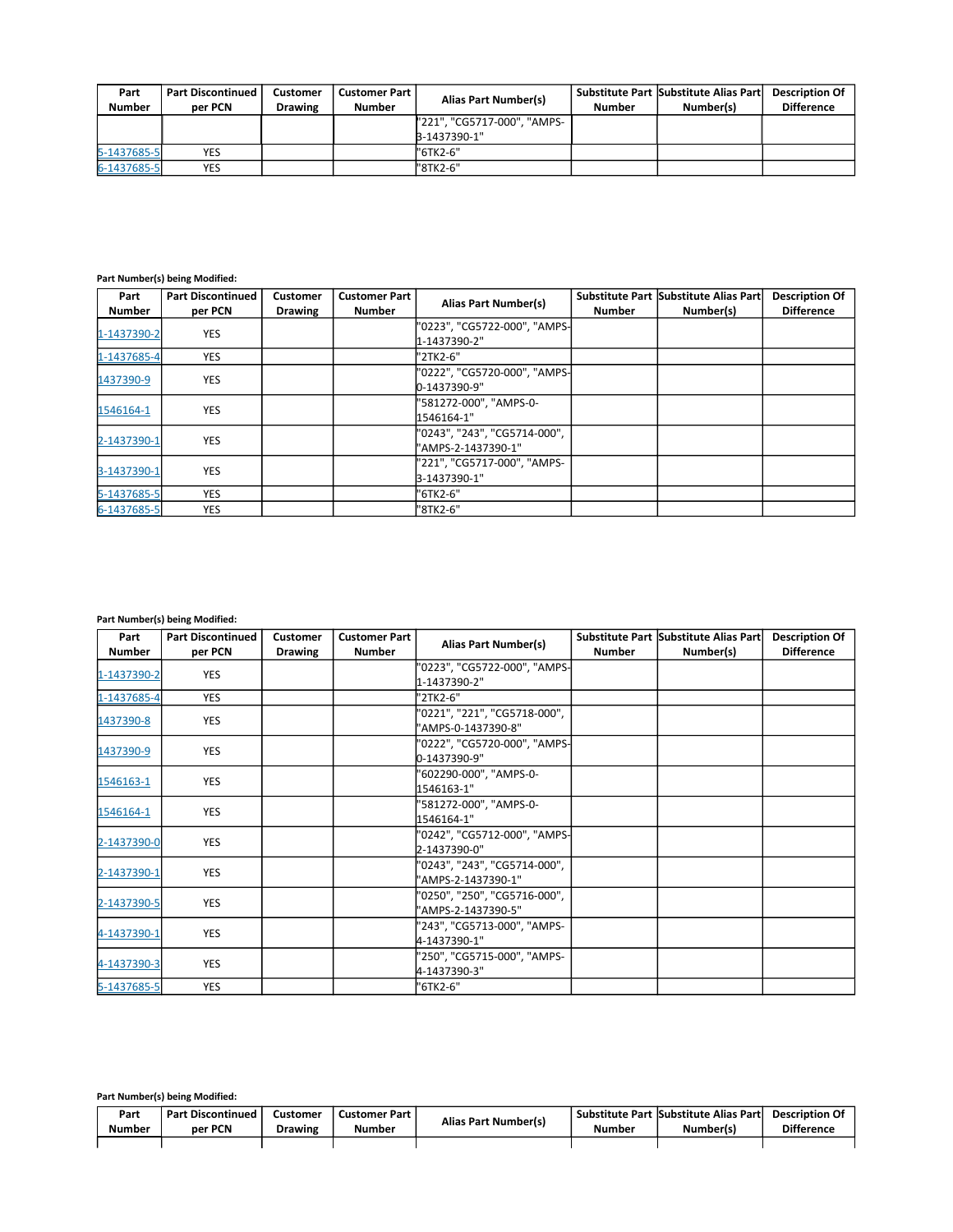| Part Number | Part Discontinued per PCN | Customer Drawing | Customer Part Number | Alias Part Number(s) | Substitute Part Number | Substitute Alias Part Number(s) | Description Of Difference |
|---|---|---|---|---|---|---|---|
| | | | | "221", "CG5717-000", "AMPS-3-1437390-1" | | | |
| 5-1437685-5 | YES | | | "6TK2-6" | | | |
| 6-1437685-5 | YES | | | "8TK2-6" | | | |

**Part Number(s) being Modified:**

| Part Number | Part Discontinued per PCN | Customer Drawing | Customer Part Number | Alias Part Number(s) | Substitute Part Number | Substitute Alias Part Number(s) | Description Of Difference |
|---|---|---|---|---|---|---|---|
| 1-1437390-2 | YES | | | "0223", "CG5722-000", "AMPS-1-1437390-2" | | | |
| 1-1437685-4 | YES | | | "2TK2-6" | | | |
| 1437390-9 | YES | | | "0222", "CG5720-000", "AMPS-0-1437390-9" | | | |
| 1546164-1 | YES | | | "581272-000", "AMPS-0-1546164-1" | | | |
| 2-1437390-1 | YES | | | "0243", "243", "CG5714-000", "AMPS-2-1437390-1" | | | |
| 3-1437390-1 | YES | | | "221", "CG5717-000", "AMPS-3-1437390-1" | | | |
| 5-1437685-5 | YES | | | "6TK2-6" | | | |
| 6-1437685-5 | YES | | | "8TK2-6" | | | |

**Part Number(s) being Modified:**

| Part Number | Part Discontinued per PCN | Customer Drawing | Customer Part Number | Alias Part Number(s) | Substitute Part Number | Substitute Alias Part Number(s) | Description Of Difference |
|---|---|---|---|---|---|---|---|
| 1-1437390-2 | YES | | | "0223", "CG5722-000", "AMPS-1-1437390-2" | | | |
| 1-1437685-4 | YES | | | "2TK2-6" | | | |
| 1437390-8 | YES | | | "0221", "221", "CG5718-000", "AMPS-0-1437390-8" | | | |
| 1437390-9 | YES | | | "0222", "CG5720-000", "AMPS-0-1437390-9" | | | |
| 1546163-1 | YES | | | "602290-000", "AMPS-0-1546163-1" | | | |
| 1546164-1 | YES | | | "581272-000", "AMPS-0-1546164-1" | | | |
| 2-1437390-0 | YES | | | "0242", "CG5712-000", "AMPS-2-1437390-0" | | | |
| 2-1437390-1 | YES | | | "0243", "243", "CG5714-000", "AMPS-2-1437390-1" | | | |
| 2-1437390-5 | YES | | | "0250", "250", "CG5716-000", "AMPS-2-1437390-5" | | | |
| 4-1437390-1 | YES | | | "243", "CG5713-000", "AMPS-4-1437390-1" | | | |
| 4-1437390-3 | YES | | | "250", "CG5715-000", "AMPS-4-1437390-3" | | | |
| 5-1437685-5 | YES | | | "6TK2-6" | | | |

**Part Number(s) being Modified:**

| Part Number | Part Discontinued per PCN | Customer Drawing | Customer Part Number | Alias Part Number(s) | Substitute Part Number | Substitute Alias Part Number(s) | Description Of Difference |
|---|---|---|---|---|---|---|---|
| | | | | | | | |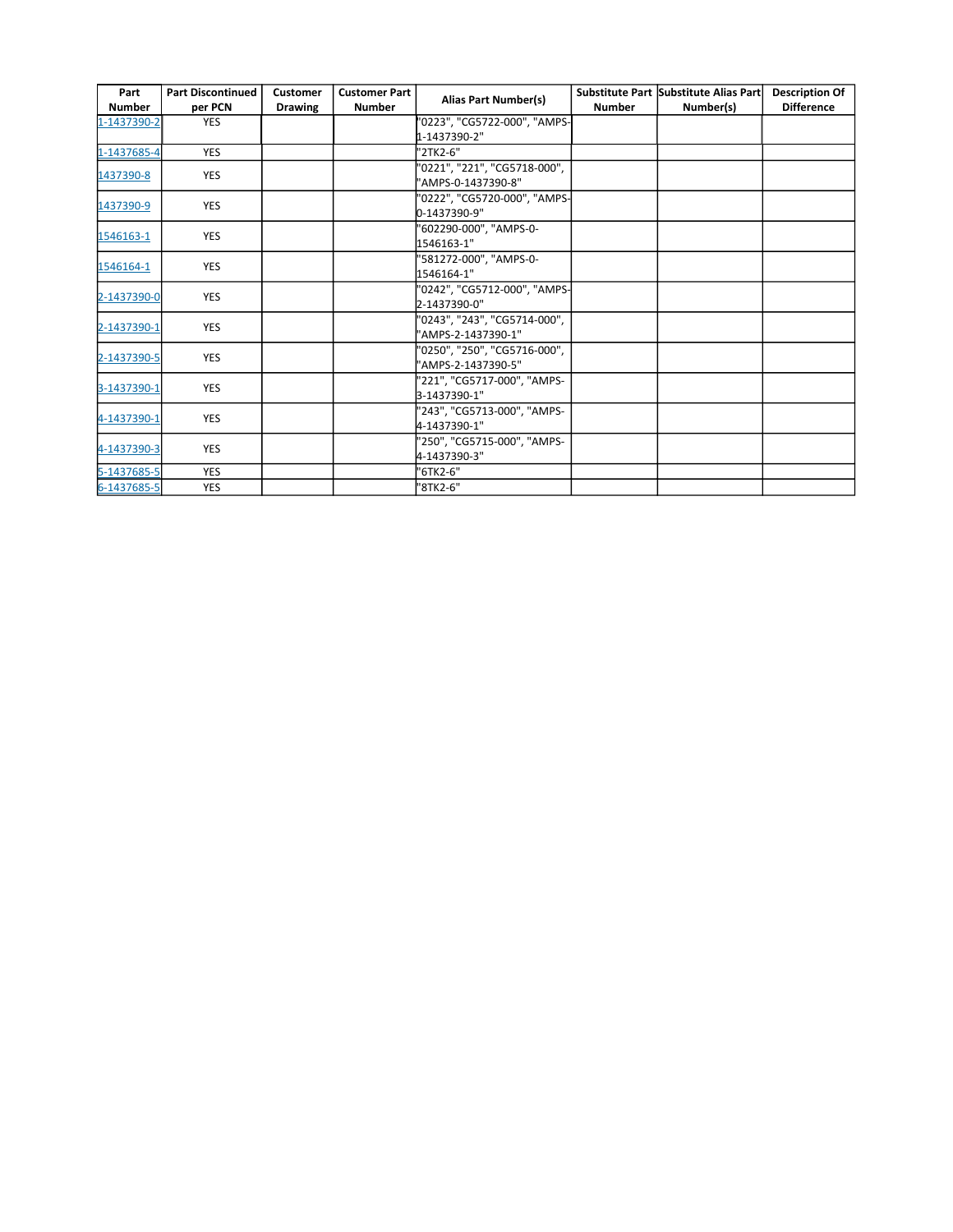| Part Number | Part Discontinued per PCN | Customer Drawing | Customer Part Number | Alias Part Number(s) | Substitute Part Number | Substitute Alias Part Number(s) | Description Of Difference |
|---|---|---|---|---|---|---|---|
| 1-1437390-2 | YES | | | "0223", "CG5722-000", "AMPS-1-1437390-2" | | | |
| 1-1437685-4 | YES | | | "2TK2-6" | | | |
| 1437390-8 | YES | | | "0221", "221", "CG5718-000", "AMPS-0-1437390-8" | | | |
| 1437390-9 | YES | | | "0222", "CG5720-000", "AMPS-0-1437390-9" | | | |
| 1546163-1 | YES | | | "602290-000", "AMPS-0-1546163-1" | | | |
| 1546164-1 | YES | | | "581272-000", "AMPS-0-1546164-1" | | | |
| 2-1437390-0 | YES | | | "0242", "CG5712-000", "AMPS-2-1437390-0" | | | |
| 2-1437390-1 | YES | | | "0243", "243", "CG5714-000", "AMPS-2-1437390-1" | | | |
| 2-1437390-5 | YES | | | "0250", "250", "CG5716-000", "AMPS-2-1437390-5" | | | |
| 3-1437390-1 | YES | | | "221", "CG5717-000", "AMPS-3-1437390-1" | | | |
| 4-1437390-1 | YES | | | "243", "CG5713-000", "AMPS-4-1437390-1" | | | |
| 4-1437390-3 | YES | | | "250", "CG5715-000", "AMPS-4-1437390-3" | | | |
| 5-1437685-5 | YES | | | "6TK2-6" | | | |
| 6-1437685-5 | YES | | | "8TK2-6" | | | |